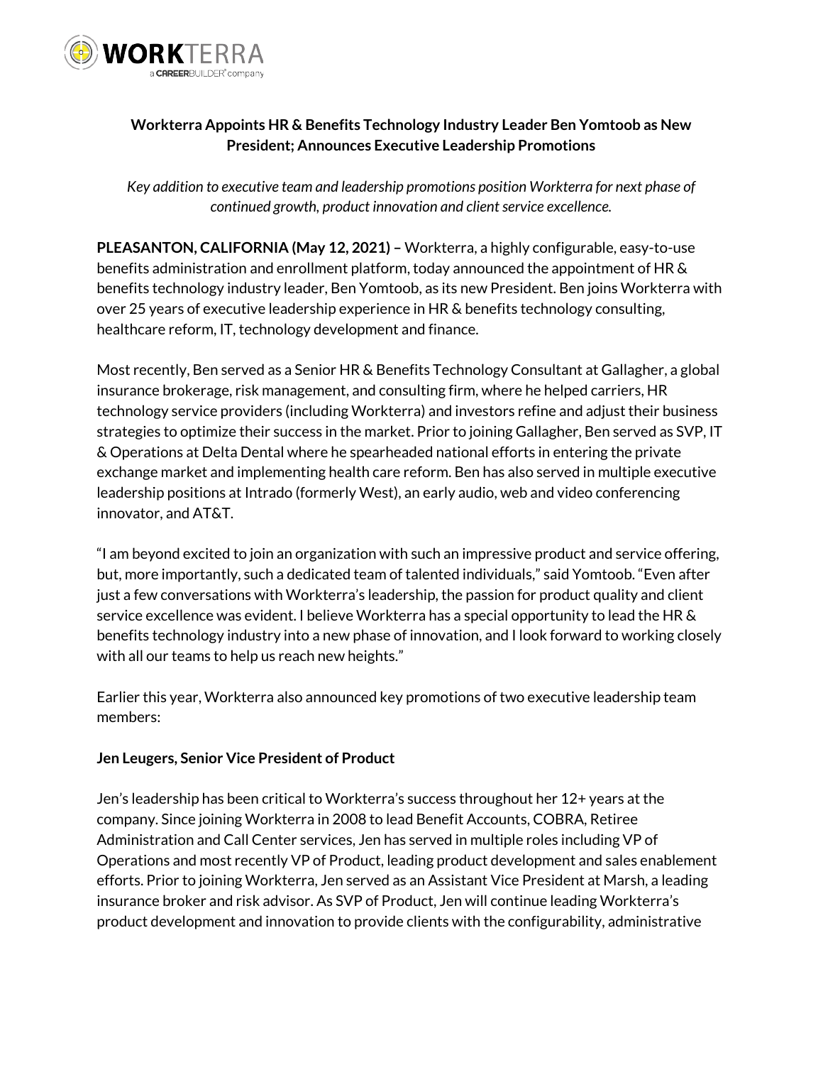**Workterra Appoints HR & Benefits Technology Industry Leader Ben Yomtoob as New President; Announces Executive Leadership Promotions**

*Key addition to executive team and leadership promotions position Workterra for next phase of continued growth, product innovation and client service excellence.*

**PLEASANTON, CALIFORNIA (May 12, 2021) –** Workterra, a highly configurable, easy-to-use benefits administration and enrollment platform, today announced the appointment of HR & benefits technology industry leader, Ben Yomtoob, as its new President. Ben joins Workterra with over 25 years of executive leadership experience in HR & benefits technology consulting, healthcare reform, IT, technology development and finance.

Most recently, Ben served as a Senior HR & Benefits Technology Consultant at Gallagher, a global insurance brokerage, risk management, and consulting firm, where he helped carriers, HR technology service providers (including Workterra) and investors refine and adjust their business strategies to optimize their success in the market. Prior to joining Gallagher, Ben served as SVP, IT & Operations at Delta Dental where he spearheaded national efforts in entering the private exchange market and implementing health care reform. Ben has also served in multiple executive leadership positions at Intrado (formerly West), an early audio, web and video conferencing innovator, and AT&T.

"I am beyond excited to join an organization with such an impressive product and service offering, but, more importantly, such a dedicated team of talented individuals," said Yomtoob. "Even after just a few conversations with Workterra's leadership, the passion for product quality and client service excellence was evident. I believe Workterra has a special opportunity to lead the HR & benefits technology industry into a new phase of innovation, and I look forward to working closely with all our teams to help us reach new heights."

Earlier this year, Workterra also announced key promotions of two executive leadership team members:

**Jen Leugers, Senior Vice President of Product**

Jen's leadership has been critical to Workterra's success throughout her 12+ years at the company. Since joining Workterra in 2008 to lead Benefit Accounts, COBRA, Retiree Administration and Call Center services, Jen has served in multiple roles including VP of Operations and most recently VP of Product, leading product development and sales enablement efforts. Prior to joining Workterra, Jen served as an Assistant Vice President at Marsh, a leading insurance broker and risk advisor. As SVP of Product, Jen will continue leading Workterra's product development and innovation to provide clients with the configurability, administrative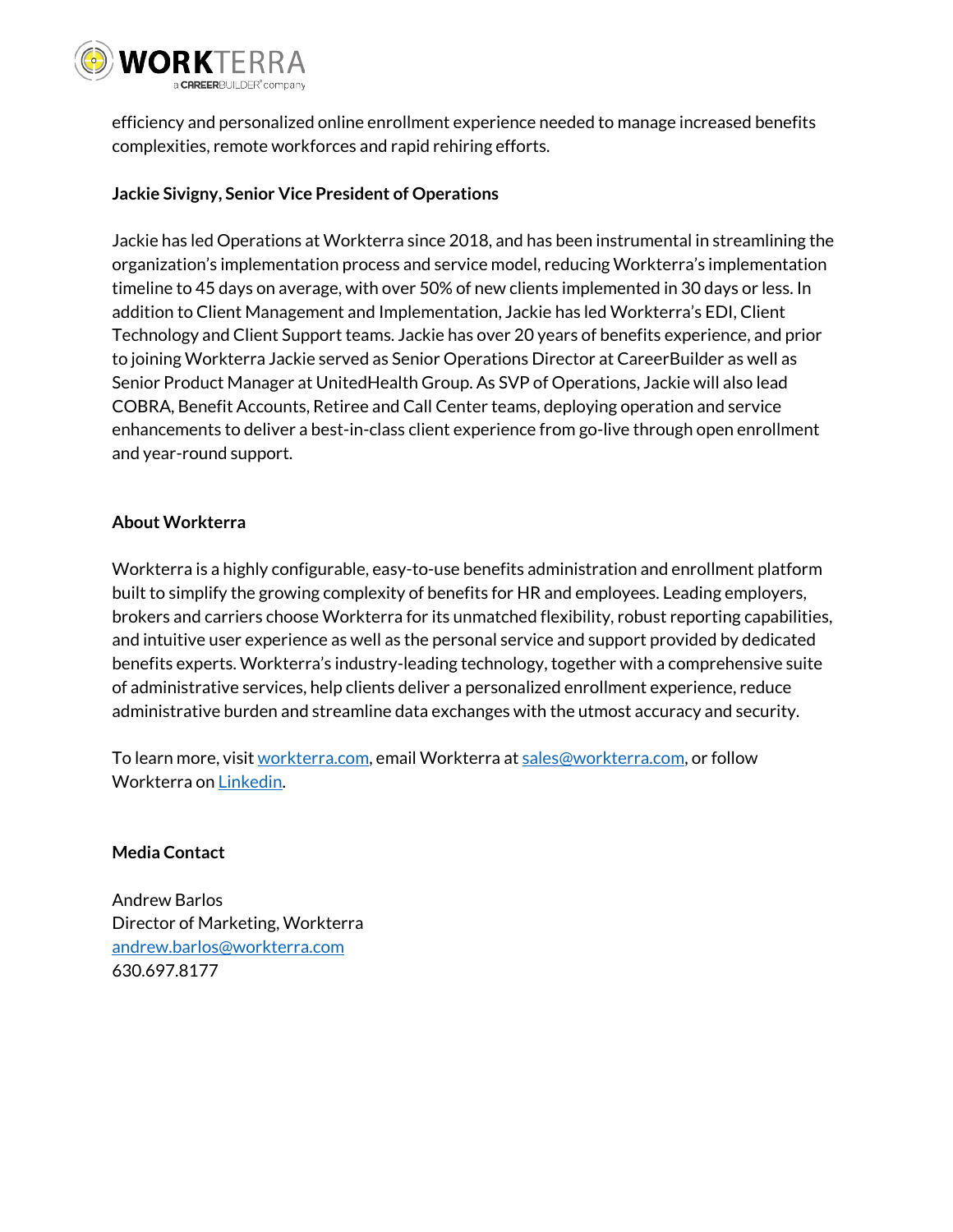efficiency and personalized online enrollment experience needed to manage increased benefits complexities, remote workforces and rapid rehiring efforts.

**Jackie Sivigny, Senior Vice President of Operations**

Jackie has led Operations at Workterra since 2018, and has been instrumental in streamlining the organization's implementation process and service model, reducing Workterra's implementation timeline to 45 days on average, with over 50% of new clients implemented in 30 days or less. In addition to Client Management and Implementation, Jackie has led Workterra's EDI, Client Technology and Client Support teams. Jackie has over 20 years of benefits experience, and prior to joining Workterra Jackie served as Senior Operations Director at CareerBuilder as well as Senior Product Manager at UnitedHealth Group. As SVP of Operations, Jackie will also lead COBRA, Benefit Accounts, Retiree and Call Center teams, deploying operation and service enhancements to deliver a best-in-class client experience from go-live through open enrollment and year-round support.

**About Workterra**

Workterra is a highly configurable, easy-to-use benefits administration and enrollment platform built to simplify the growing complexity of benefits for HR and employees. Leading employers, brokers and carriers choose Workterra for its unmatched flexibility, robust reporting capabilities, and intuitive user experience as well as the personal service and support provided by dedicated benefits experts. Workterra's industry-leading technology, together with a comprehensive suite of administrative services, help clients deliver a personalized enrollment experience, reduce administrative burden and streamline data exchanges with the utmost accuracy and security.

To learn more, visit [workterra.com](https://workterra.com), email Workterra at [sales@workterra.com](mailto:sales@workterra.com), or follow Workterra on [Linkedin](#).

**Media Contact**

Andrew Barlos
Director of Marketing, Workterra
[andrew.barlos@workterra.com](mailto:andrew.barlos@workterra.com)
630.697.8177